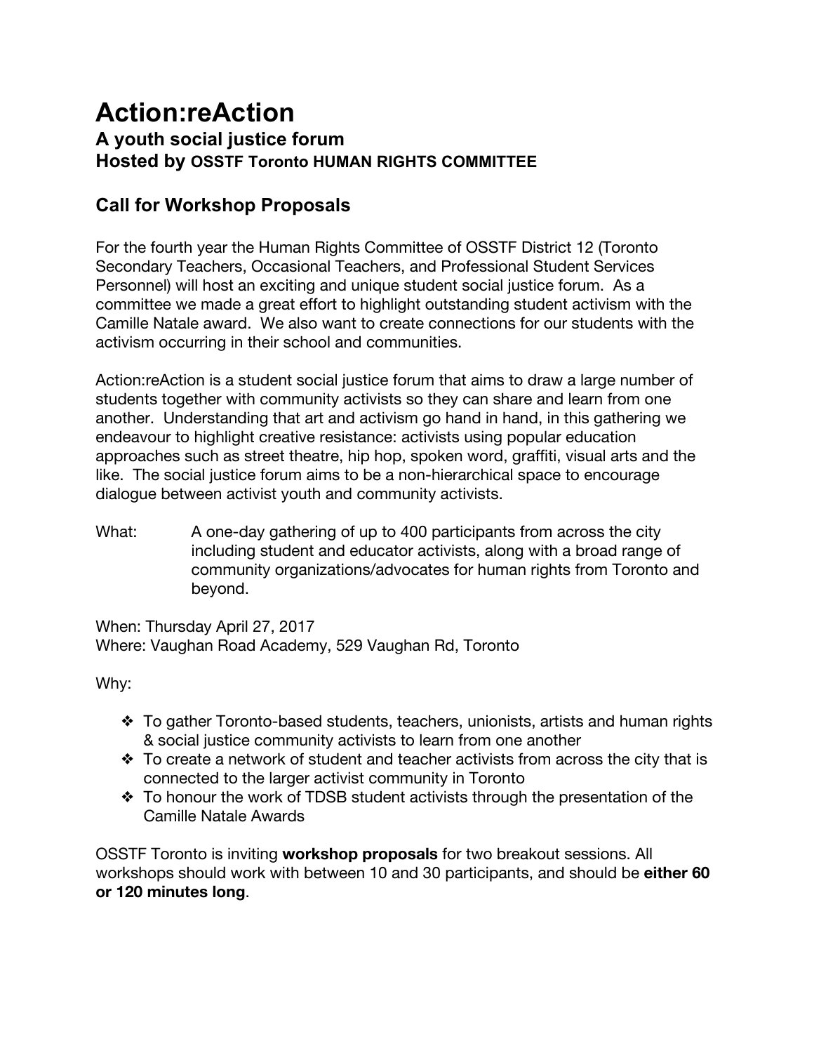# Action:reAction

### A youth social justice forum
### Hosted by OSSTF Toronto HUMAN RIGHTS COMMITTEE

## Call for Workshop Proposals

For the fourth year the Human Rights Committee of OSSTF District 12 (Toronto Secondary Teachers, Occasional Teachers, and Professional Student Services Personnel) will host an exciting and unique student social justice forum. As a committee we made a great effort to highlight outstanding student activism with the Camille Natale award. We also want to create connections for our students with the activism occurring in their school and communities.

Action:reAction is a student social justice forum that aims to draw a large number of students together with community activists so they can share and learn from one another. Understanding that art and activism go hand in hand, in this gathering we endeavour to highlight creative resistance: activists using popular education approaches such as street theatre, hip hop, spoken word, graffiti, visual arts and the like. The social justice forum aims to be a non-hierarchical space to encourage dialogue between activist youth and community activists.

What: A one-day gathering of up to 400 participants from across the city including student and educator activists, along with a broad range of community organizations/advocates for human rights from Toronto and beyond.

When: Thursday April 27, 2017
Where: Vaughan Road Academy, 529 Vaughan Rd, Toronto

Why:

- To gather Toronto-based students, teachers, unionists, artists and human rights & social justice community activists to learn from one another
- To create a network of student and teacher activists from across the city that is connected to the larger activist community in Toronto
- To honour the work of TDSB student activists through the presentation of the Camille Natale Awards

OSSTF Toronto is inviting **workshop proposals** for two breakout sessions. All workshops should work with between 10 and 30 participants, and should be **either 60 or 120 minutes long**.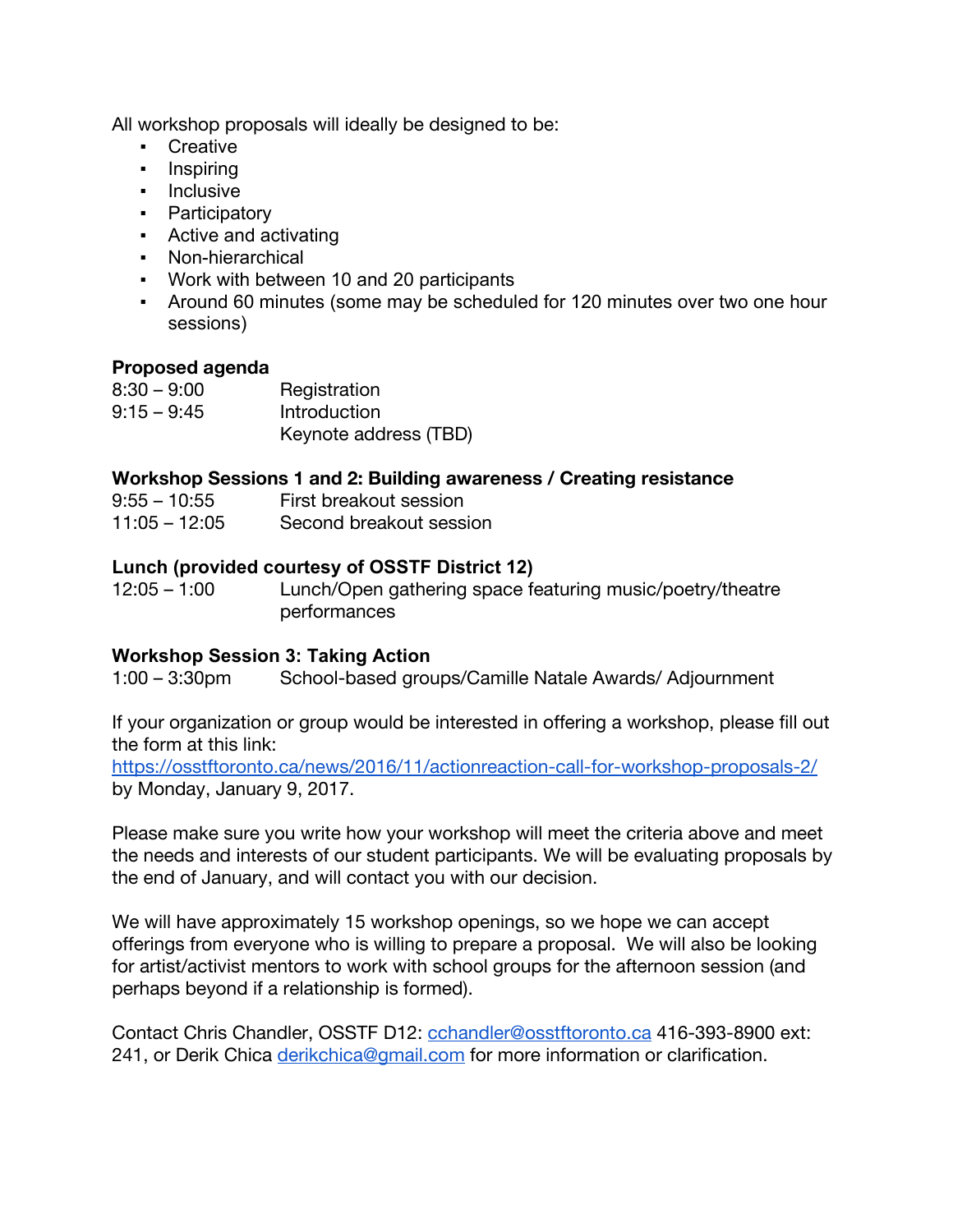All workshop proposals will ideally be designed to be:

- Creative
- Inspiring
- Inclusive
- Participatory
- Active and activating
- Non-hierarchical
- Work with between 10 and 20 participants
- Around 60 minutes (some may be scheduled for 120 minutes over two one hour sessions)

**Proposed agenda**

| | |
|---|---|
| 8:30 – 9:00 | Registration |
| 9:15 – 9:45 | Introduction<br>Keynote address (TBD) |

**Workshop Sessions 1 and 2: Building awareness / Creating resistance**

| | |
|---|---|
| 9:55 – 10:55 | First breakout session |
| 11:05 – 12:05 | Second breakout session |

**Lunch (provided courtesy of OSSTF District 12)**

| | |
|---|---|
| 12:05 – 1:00 | Lunch/Open gathering space featuring music/poetry/theatre performances |

**Workshop Session 3: Taking Action**

| | |
|---|---|
| 1:00 – 3:30pm | School-based groups/Camille Natale Awards/ Adjournment |

If your organization or group would be interested in offering a workshop, please fill out the form at this link: https://osstftoronto.ca/news/2016/11/actionreaction-call-for-workshop-proposals-2/ by Monday, January 9, 2017.

Please make sure you write how your workshop will meet the criteria above and meet the needs and interests of our student participants. We will be evaluating proposals by the end of January, and will contact you with our decision.

We will have approximately 15 workshop openings, so we hope we can accept offerings from everyone who is willing to prepare a proposal. We will also be looking for artist/activist mentors to work with school groups for the afternoon session (and perhaps beyond if a relationship is formed).

Contact Chris Chandler, OSSTF D12: cchandler@osstftoronto.ca 416-393-8900 ext: 241, or Derik Chica derikchica@gmail.com for more information or clarification.